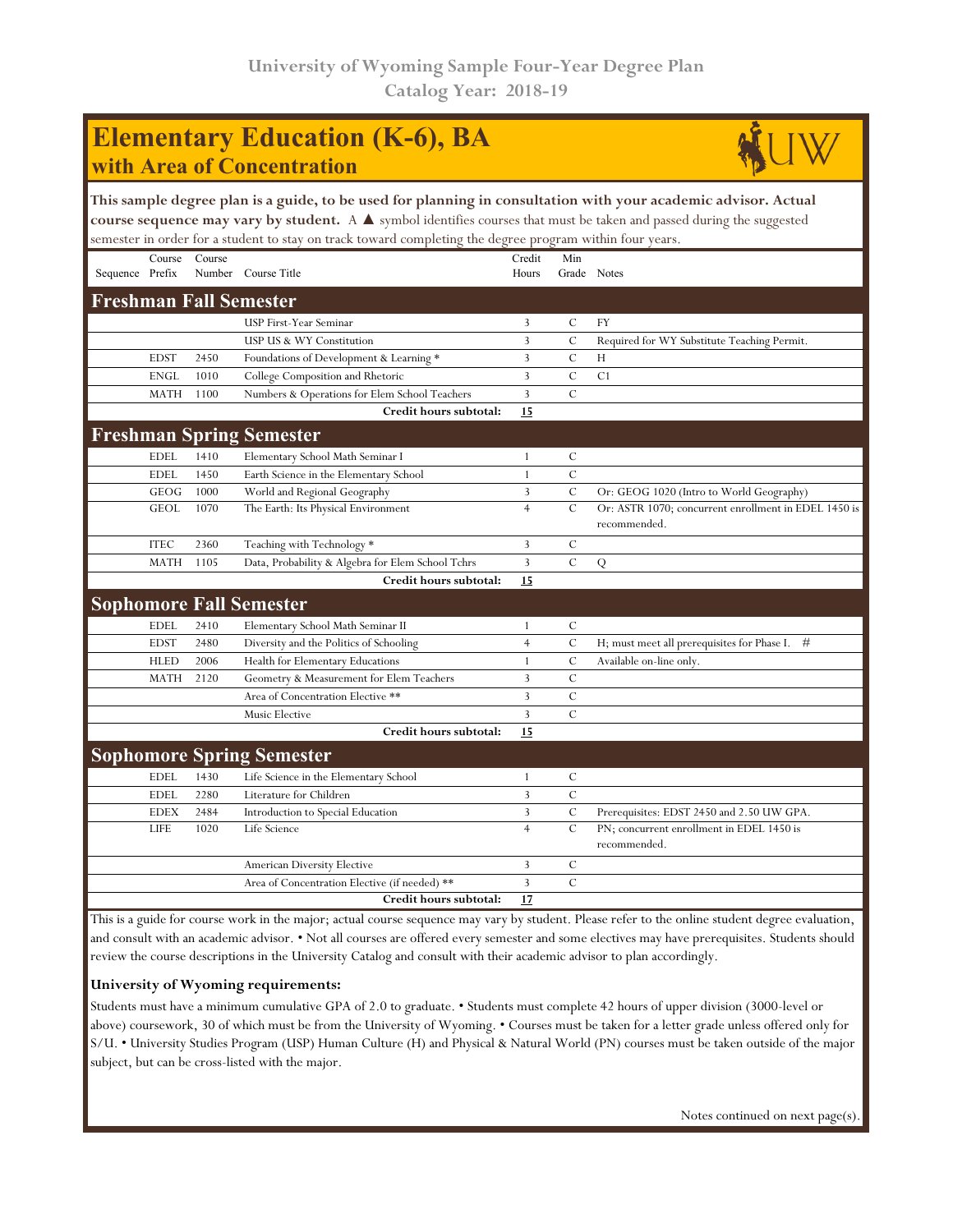# University of Wyoming Sample Four-Year Degree Plan
## Catalog Year: 2018-19

# Elementary Education (K-6), BA
## with Area of Concentration

**This sample degree plan is a guide, to be used for planning in consultation with your academic advisor. Actual course sequence may vary by student.** A ▲ symbol identifies courses that must be taken and passed during the suggested semester in order for a student to stay on track toward completing the degree program within four years.

| Sequence | Course Prefix | Course Number | Course Title | Credit Hours | Min Grade | Notes |
|---|---|---|---|---|---|---|
| **Freshman Fall Semester** | | | | | | |
| | | | USP First-Year Seminar | 3 | C | FY |
| | | | USP US & WY Constitution | 3 | C | Required for WY Substitute Teaching Permit. |
| | EDST | 2450 | Foundations of Development & Learning * | 3 | C | H |
| | ENGL | 1010 | College Composition and Rhetoric | 3 | C | C1 |
| | MATH | 1100 | Numbers & Operations for Elem School Teachers | 3 | C | |
| | | | **Credit hours subtotal:** | **15** | | |
| **Freshman Spring Semester** | | | | | | |
| | EDEL | 1410 | Elementary School Math Seminar I | 1 | C | |
| | EDEL | 1450 | Earth Science in the Elementary School | 1 | C | |
| | GEOG | 1000 | World and Regional Geography | 3 | C | Or: GEOG 1020 (Intro to World Geography) |
| | GEOL | 1070 | The Earth: Its Physical Environment | 4 | C | Or: ASTR 1070; concurrent enrollment in EDEL 1450 is recommended. |
| | ITEC | 2360 | Teaching with Technology * | 3 | C | |
| | MATH | 1105 | Data, Probability & Algebra for Elem School Tchrs | 3 | C | Q |
| | | | **Credit hours subtotal:** | **15** | | |
| **Sophomore Fall Semester** | | | | | | |
| | EDEL | 2410 | Elementary School Math Seminar II | 1 | C | |
| | EDST | 2480 | Diversity and the Politics of Schooling | 4 | C | H; must meet all prerequisites for Phase I. # |
| | HLED | 2006 | Health for Elementary Educations | 1 | C | Available on-line only. |
| | MATH | 2120 | Geometry & Measurement for Elem Teachers | 3 | C | |
| | | | Area of Concentration Elective ** | 3 | C | |
| | | | Music Elective | 3 | C | |
| | | | **Credit hours subtotal:** | **15** | | |
| **Sophomore Spring Semester** | | | | | | |
| | EDEL | 1430 | Life Science in the Elementary School | 1 | C | |
| | EDEL | 2280 | Literature for Children | 3 | C | |
| | EDEX | 2484 | Introduction to Special Education | 3 | C | Prerequisites: EDST 2450 and 2.50 UW GPA. |
| | LIFE | 1020 | Life Science | 4 | C | PN; concurrent enrollment in EDEL 1450 is recommended. |
| | | | American Diversity Elective | 3 | C | |
| | | | Area of Concentration Elective (if needed) ** | 3 | C | |
| | | | **Credit hours subtotal:** | **17** | | |

This is a guide for course work in the major; actual course sequence may vary by student. Please refer to the online student degree evaluation, and consult with an academic advisor. • Not all courses are offered every semester and some electives may have prerequisites. Students should review the course descriptions in the University Catalog and consult with their academic advisor to plan accordingly.

**University of Wyoming requirements:**

Students must have a minimum cumulative GPA of 2.0 to graduate. • Students must complete 42 hours of upper division (3000-level or above) coursework, 30 of which must be from the University of Wyoming. • Courses must be taken for a letter grade unless offered only for S/U. • University Studies Program (USP) Human Culture (H) and Physical & Natural World (PN) courses must be taken outside of the major subject, but can be cross-listed with the major.

Notes continued on next page(s).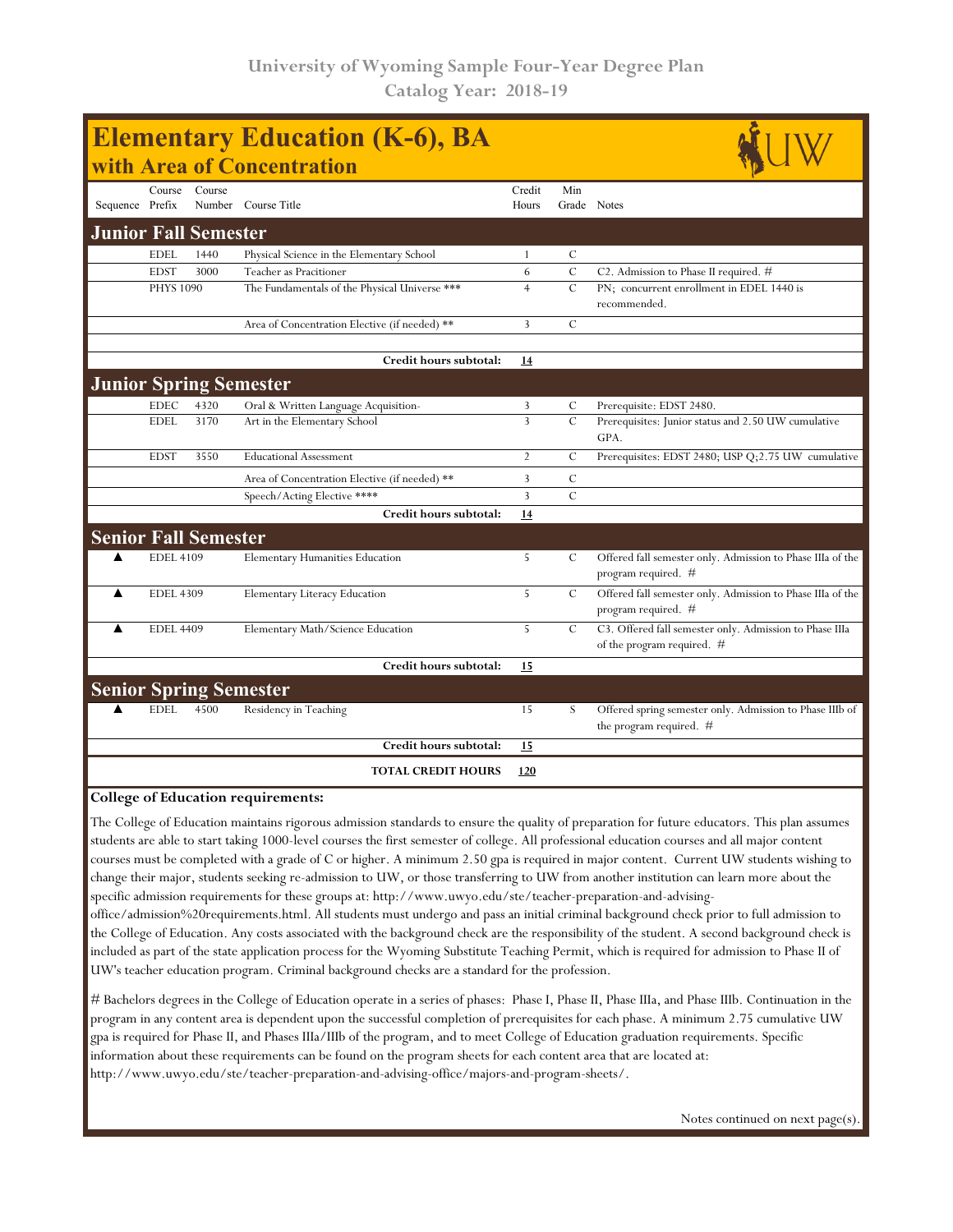University of Wyoming Sample Four-Year Degree Plan
Catalog Year: 2018-19

# Elementary Education (K-6), BA
## with Area of Concentration

| Sequence | Course Prefix | Course Number | Course Title | Credit Hours | Min Grade | Notes |
|---|---|---|---|---|---|---|
| **Junior Fall Semester** | | | | | | |
| | EDEL | 1440 | Physical Science in the Elementary School | 1 | C | |
| | EDST | 3000 | Teacher as Pracitioner | 6 | C | C2. Admission to Phase II required. # |
| | PHYS 1090 | | The Fundamentals of the Physical Universe *** | 4 | C | PN; concurrent enrollment in EDEL 1440 is recommended. |
| | | | Area of Concentration Elective (if needed) ** | 3 | C | |
| | | | **Credit hours subtotal:** | **14** | | |
| **Junior Spring Semester** | | | | | | |
| | EDEC | 4320 | Oral & Written Language Acquisition- | 3 | C | Prerequisite: EDST 2480. |
| | EDEL | 3170 | Art in the Elementary School | 3 | C | Prerequisites: Junior status and 2.50 UW cumulative GPA. |
| | EDST | 3550 | Educational Assessment | 2 | C | Prerequisites: EDST 2480; USP Q;2.75 UW cumulative |
| | | | Area of Concentration Elective (if needed) ** | 3 | C | |
| | | | Speech/Acting Elective **** | 3 | C | |
| | | | **Credit hours subtotal:** | **14** | | |
| **Senior Fall Semester** | | | | | | |
| ▲ | EDEL 4109 | | Elementary Humanities Education | 5 | C | Offered fall semester only. Admission to Phase IIIa of the program required. # |
| ▲ | EDEL 4309 | | Elementary Literacy Education | 5 | C | Offered fall semester only. Admission to Phase IIIa of the program required. # |
| ▲ | EDEL 4409 | | Elementary Math/Science Education | 5 | C | C3. Offered fall semester only. Admission to Phase IIIa of the program required. # |
| | | | **Credit hours subtotal:** | **15** | | |
| **Senior Spring Semester** | | | | | | |
| ▲ | EDEL | 4500 | Residency in Teaching | 15 | S | Offered spring semester only. Admission to Phase IIIb of the program required. # |
| | | | **Credit hours subtotal:** | **15** | | |
| | | | **TOTAL CREDIT HOURS** | **120** | | |

**College of Education requirements:**

The College of Education maintains rigorous admission standards to ensure the quality of preparation for future educators. This plan assumes students are able to start taking 1000-level courses the first semester of college. All professional education courses and all major content courses must be completed with a grade of C or higher. A minimum 2.50 gpa is required in major content. Current UW students wishing to change their major, students seeking re-admission to UW, or those transferring to UW from another institution can learn more about the specific admission requirements for these groups at: http://www.uwyo.edu/ste/teacher-preparation-and-advising-office/admission%20requirements.html. All students must undergo and pass an initial criminal background check prior to full admission to the College of Education. Any costs associated with the background check are the responsibility of the student. A second background check is included as part of the state application process for the Wyoming Substitute Teaching Permit, which is required for admission to Phase II of UW's teacher education program. Criminal background checks are a standard for the profession.

# Bachelors degrees in the College of Education operate in a series of phases: Phase I, Phase II, Phase IIIa, and Phase IIIb. Continuation in the program in any content area is dependent upon the successful completion of prerequisites for each phase. A minimum 2.75 cumulative UW gpa is required for Phase II, and Phases IIIa/IIIb of the program, and to meet College of Education graduation requirements. Specific information about these requirements can be found on the program sheets for each content area that are located at: http://www.uwyo.edu/ste/teacher-preparation-and-advising-office/majors-and-program-sheets/.

Notes continued on next page(s).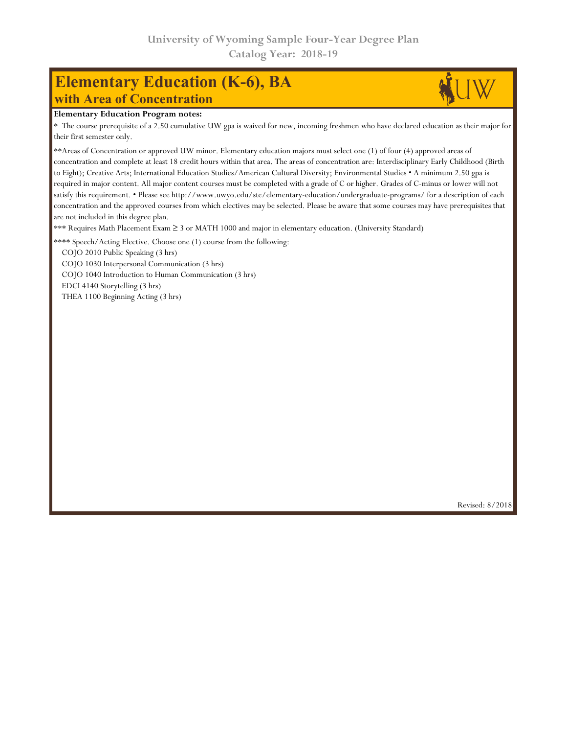University of Wyoming Sample Four-Year Degree Plan
Catalog Year: 2018-19

# Elementary Education (K-6), BA
## with Area of Concentration

**Elementary Education Program notes:**

* The course prerequisite of a 2.50 cumulative UW gpa is waived for new, incoming freshmen who have declared education as their major for their first semester only.

**Areas of Concentration or approved UW minor. Elementary education majors must select one (1) of four (4) approved areas of concentration and complete at least 18 credit hours within that area. The areas of concentration are: Interdisciplinary Early Childhood (Birth to Eight); Creative Arts; International Education Studies/American Cultural Diversity; Environmental Studies • A minimum 2.50 gpa is required in major content. All major content courses must be completed with a grade of C or higher. Grades of C-minus or lower will not satisfy this requirement. • Please see http://www.uwyo.edu/ste/elementary-education/undergraduate-programs/ for a description of each concentration and the approved courses from which electives may be selected. Please be aware that some courses may have prerequisites that are not included in this degree plan.

*** Requires Math Placement Exam ≥ 3 or MATH 1000 and major in elementary education. (University Standard)

**** Speech/Acting Elective. Choose one (1) course from the following:

COJO 2010 Public Speaking (3 hrs)
COJO 1030 Interpersonal Communication (3 hrs)
COJO 1040 Introduction to Human Communication (3 hrs)
EDCI 4140 Storytelling (3 hrs)
THEA 1100 Beginning Acting (3 hrs)

Revised: 8/2018